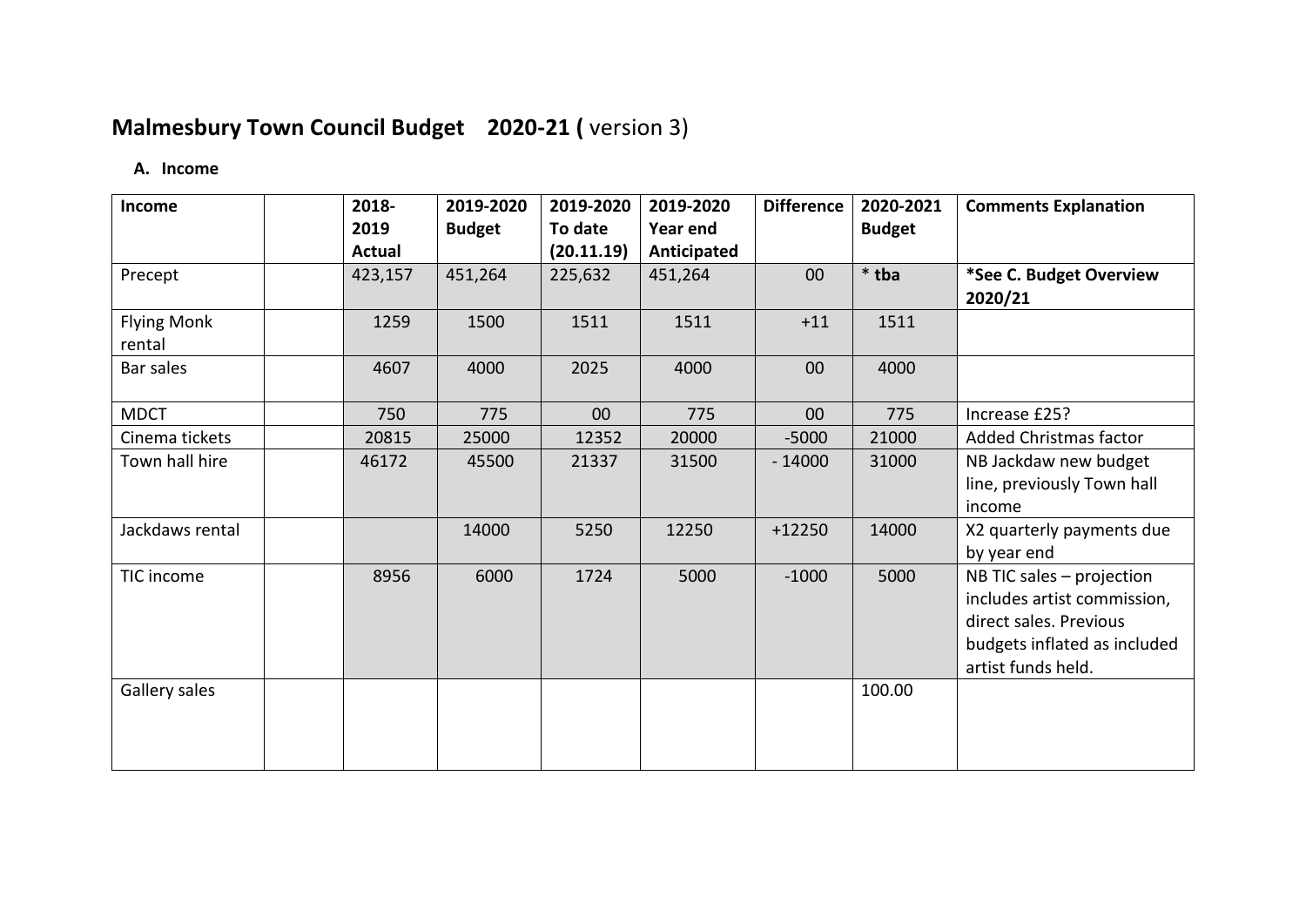# Malmesbury Town Council Budget 2020-21 ( version 3)

## A. Income

| Income | | 2018-2019 Actual | 2019-2020 Budget | 2019-2020 To date (20.11.19) | 2019-2020 Year end Anticipated | Difference | 2020-2021 Budget | Comments Explanation |
|---|---|---|---|---|---|---|---|---|
| Precept | | 423,157 | 451,264 | 225,632 | 451,264 | 00 | * **tba** | **\*See C. Budget Overview 2020/21** |
| Flying Monk rental | | 1259 | 1500 | 1511 | 1511 | +11 | 1511 | |
| Bar sales | | 4607 | 4000 | 2025 | 4000 | 00 | 4000 | |
| MDCT | | 750 | 775 | 00 | 775 | 00 | 775 | Increase £25? |
| Cinema tickets | | 20815 | 25000 | 12352 | 20000 | -5000 | 21000 | Added Christmas factor |
| Town hall hire | | 46172 | 45500 | 21337 | 31500 | - 14000 | 31000 | NB Jackdaw new budget line, previously Town hall income |
| Jackdaws rental | | | 14000 | 5250 | 12250 | +12250 | 14000 | X2 quarterly payments due by year end |
| TIC income | | 8956 | 6000 | 1724 | 5000 | -1000 | 5000 | NB TIC sales – projection includes artist commission, direct sales. Previous budgets inflated as included artist funds held. |
| Gallery sales | | | | | | | 100.00 | |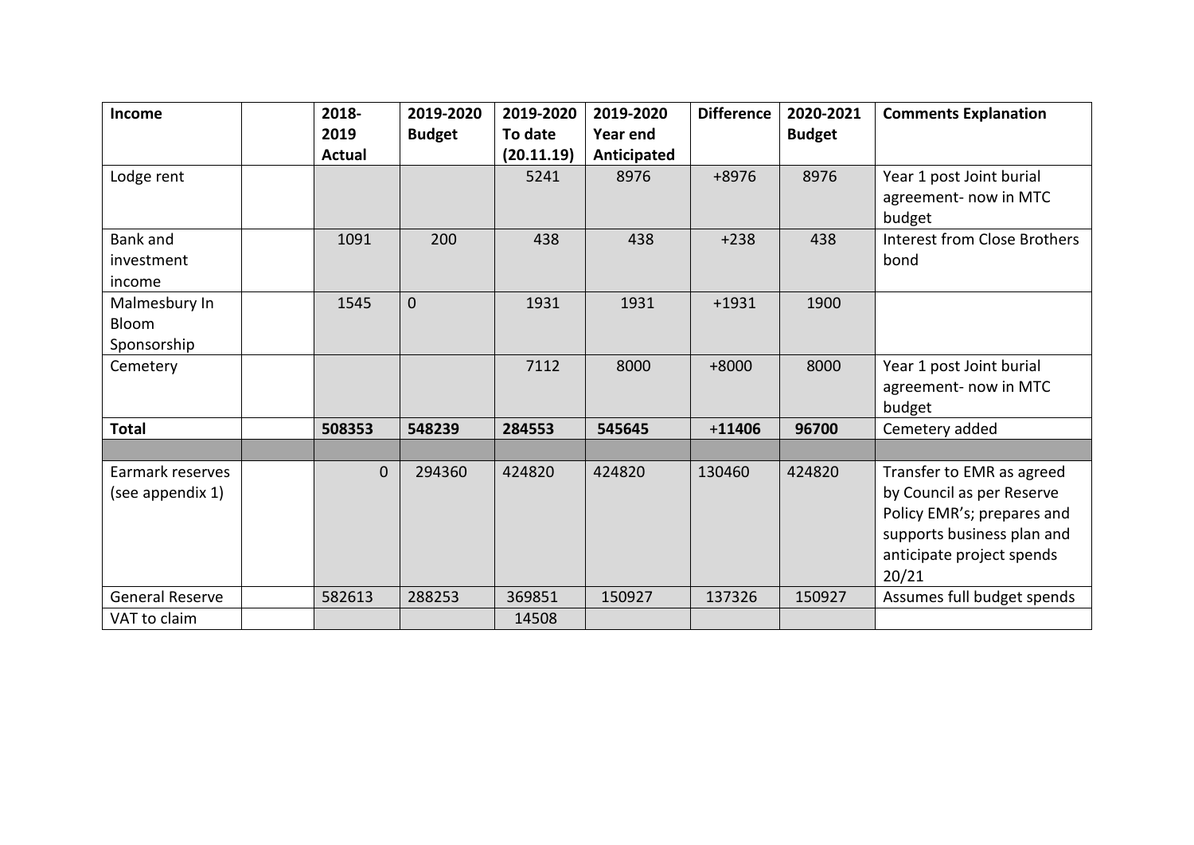| Income | | 2018-2019 Actual | 2019-2020 Budget | 2019-2020 To date (20.11.19) | 2019-2020 Year end Anticipated | Difference | 2020-2021 Budget | Comments Explanation |
|---|---|---|---|---|---|---|---|---|
| Lodge rent | | | | 5241 | 8976 | +8976 | 8976 | Year 1 post Joint burial agreement- now in MTC budget |
| Bank and investment income | | 1091 | 200 | 438 | 438 | +238 | 438 | Interest from Close Brothers bond |
| Malmesbury In Bloom Sponsorship | | 1545 | 0 | 1931 | 1931 | +1931 | 1900 | |
| Cemetery | | | | 7112 | 8000 | +8000 | 8000 | Year 1 post Joint burial agreement- now in MTC budget |
| **Total** | | **508353** | **548239** | **284553** | **545645** | **+11406** | **96700** | Cemetery added |
| | | | | | | | | |
| Earmark reserves (see appendix 1) | | 0 | 294360 | 424820 | 424820 | 130460 | 424820 | Transfer to EMR as agreed by Council as per Reserve Policy EMR's; prepares and supports business plan and anticipate project spends 20/21 |
| General Reserve | | 582613 | 288253 | 369851 | 150927 | 137326 | 150927 | Assumes full budget spends |
| VAT to claim | | | | 14508 | | | | |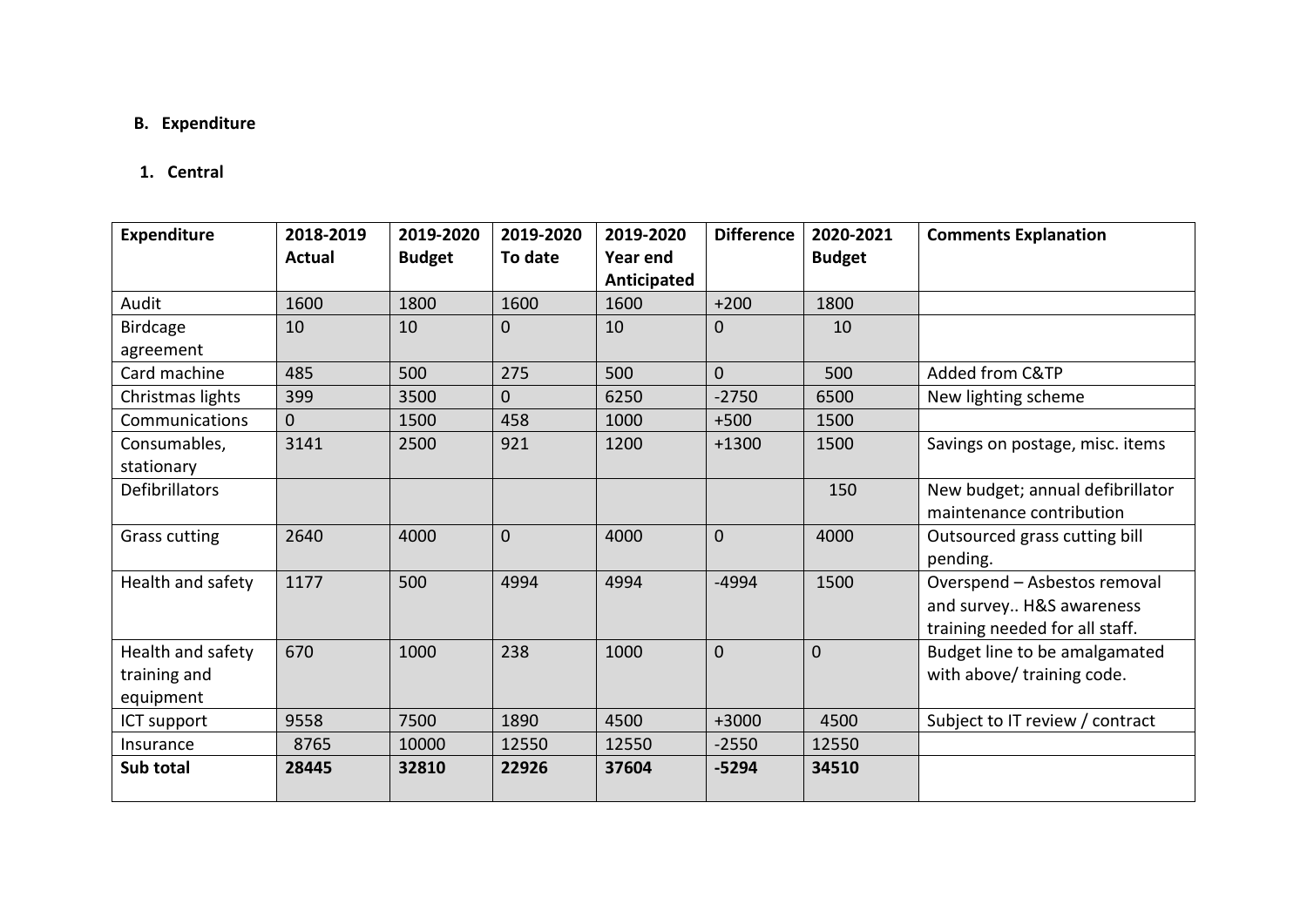**B. Expenditure**

**1. Central**

| Expenditure | 2018-2019 Actual | 2019-2020 Budget | 2019-2020 To date | 2019-2020 Year end Anticipated | Difference | 2020-2021 Budget | Comments Explanation |
|---|---|---|---|---|---|---|---|
| Audit | 1600 | 1800 | 1600 | 1600 | +200 | 1800 | |
| Birdcage agreement | 10 | 10 | 0 | 10 | 0 | 10 | |
| Card machine | 485 | 500 | 275 | 500 | 0 | 500 | Added from C&TP |
| Christmas lights | 399 | 3500 | 0 | 6250 | -2750 | 6500 | New lighting scheme |
| Communications | 0 | 1500 | 458 | 1000 | +500 | 1500 | |
| Consumables, stationary | 3141 | 2500 | 921 | 1200 | +1300 | 1500 | Savings on postage, misc. items |
| Defibrillators | | | | | | 150 | New budget; annual defibrillator maintenance contribution |
| Grass cutting | 2640 | 4000 | 0 | 4000 | 0 | 4000 | Outsourced grass cutting bill pending. |
| Health and safety | 1177 | 500 | 4994 | 4994 | -4994 | 1500 | Overspend – Asbestos removal and survey.. H&S awareness training needed for all staff. |
| Health and safety training and equipment | 670 | 1000 | 238 | 1000 | 0 | 0 | Budget line to be amalgamated with above/ training code. |
| ICT support | 9558 | 7500 | 1890 | 4500 | +3000 | 4500 | Subject to IT review / contract |
| Insurance | 8765 | 10000 | 12550 | 12550 | -2550 | 12550 | |
| **Sub total** | **28445** | **32810** | **22926** | **37604** | **-5294** | **34510** | |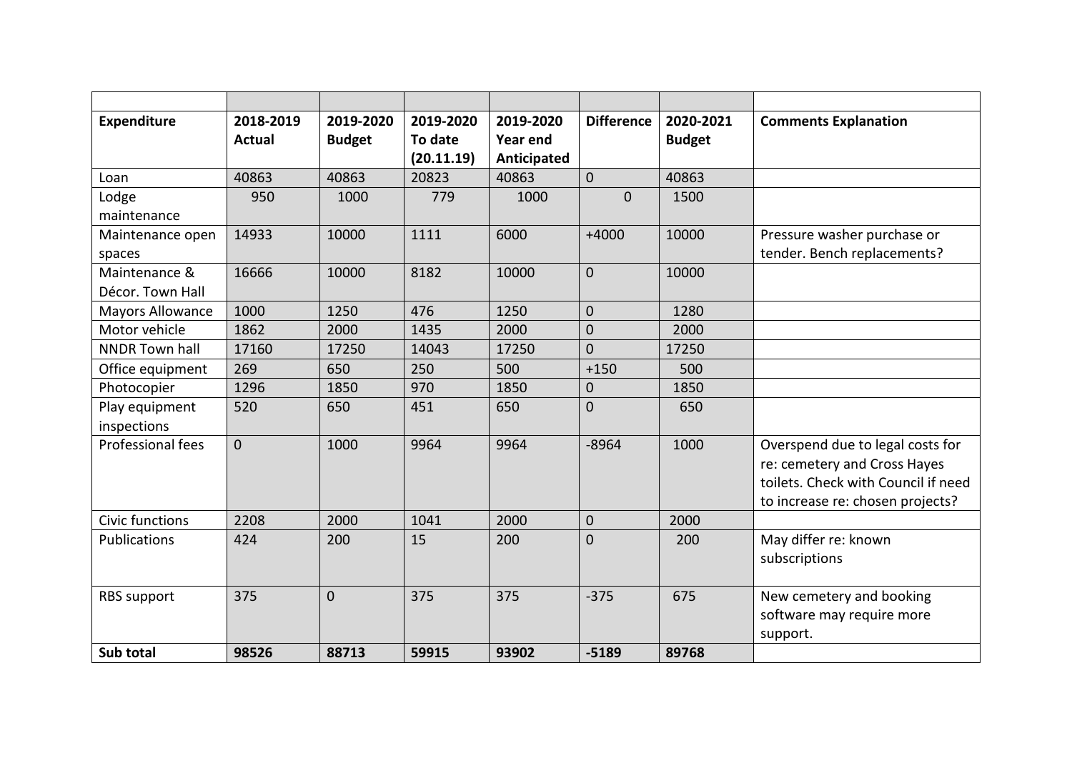| | | | | | | | |
|---|---|---|---|---|---|---|---|
| **Expenditure** | **2018-2019 Actual** | **2019-2020 Budget** | **2019-2020 To date (20.11.19)** | **2019-2020 Year end Anticipated** | **Difference** | **2020-2021 Budget** | **Comments Explanation** |
| Loan | 40863 | 40863 | 20823 | 40863 | 0 | 40863 | |
| Lodge maintenance | 950 | 1000 | 779 | 1000 | 0 | 1500 | |
| Maintenance open spaces | 14933 | 10000 | 1111 | 6000 | +4000 | 10000 | Pressure washer purchase or tender. Bench replacements? |
| Maintenance & Décor. Town Hall | 16666 | 10000 | 8182 | 10000 | 0 | 10000 | |
| Mayors Allowance | 1000 | 1250 | 476 | 1250 | 0 | 1280 | |
| Motor vehicle | 1862 | 2000 | 1435 | 2000 | 0 | 2000 | |
| NNDR Town hall | 17160 | 17250 | 14043 | 17250 | 0 | 17250 | |
| Office equipment | 269 | 650 | 250 | 500 | +150 | 500 | |
| Photocopier | 1296 | 1850 | 970 | 1850 | 0 | 1850 | |
| Play equipment inspections | 520 | 650 | 451 | 650 | 0 | 650 | |
| Professional fees | 0 | 1000 | 9964 | 9964 | -8964 | 1000 | Overspend due to legal costs for re: cemetery and Cross Hayes toilets. Check with Council if need to increase re: chosen projects? |
| Civic functions | 2208 | 2000 | 1041 | 2000 | 0 | 2000 | |
| Publications | 424 | 200 | 15 | 200 | 0 | 200 | May differ re: known subscriptions |
| RBS support | 375 | 0 | 375 | 375 | -375 | 675 | New cemetery and booking software may require more support. |
| **Sub total** | **98526** | **88713** | **59915** | **93902** | **-5189** | **89768** | |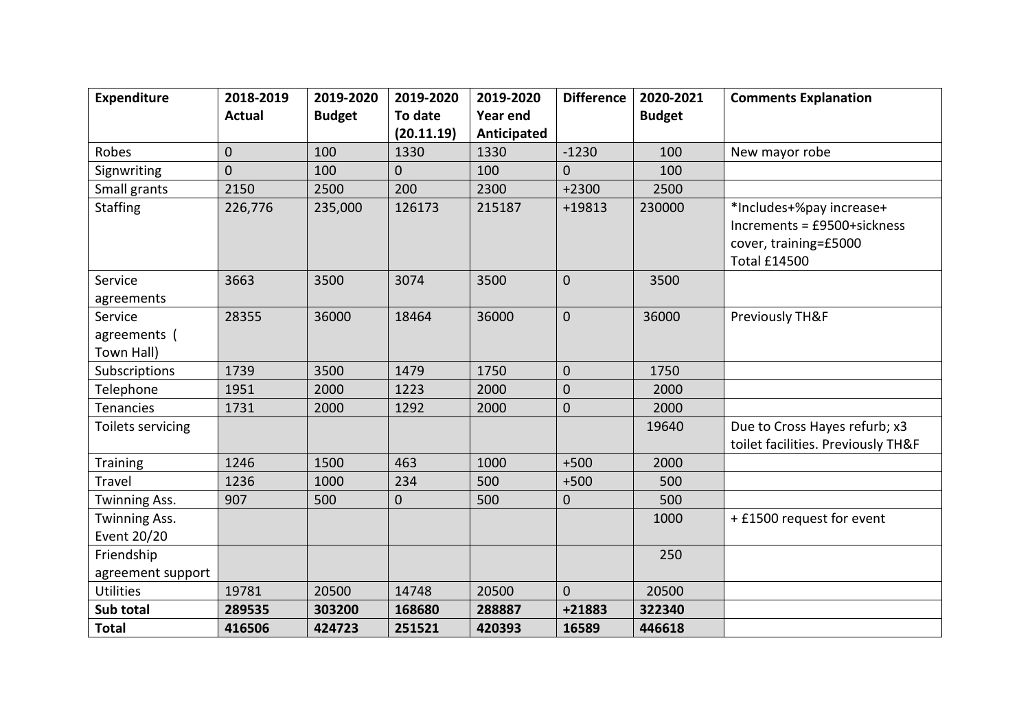| Expenditure | 2018-2019 Actual | 2019-2020 Budget | 2019-2020 To date (20.11.19) | 2019-2020 Year end Anticipated | Difference | 2020-2021 Budget | Comments Explanation |
|---|---|---|---|---|---|---|---|
| Robes | 0 | 100 | 1330 | 1330 | -1230 | 100 | New mayor robe |
| Signwriting | 0 | 100 | 0 | 100 | 0 | 100 | |
| Small grants | 2150 | 2500 | 200 | 2300 | +2300 | 2500 | |
| Staffing | 226,776 | 235,000 | 126173 | 215187 | +19813 | 230000 | *Includes+%pay increase+ Increments = £9500+sickness cover, training=£5000 Total £14500 |
| Service agreements | 3663 | 3500 | 3074 | 3500 | 0 | 3500 | |
| Service agreements ( Town Hall) | 28355 | 36000 | 18464 | 36000 | 0 | 36000 | Previously TH&F |
| Subscriptions | 1739 | 3500 | 1479 | 1750 | 0 | 1750 | |
| Telephone | 1951 | 2000 | 1223 | 2000 | 0 | 2000 | |
| Tenancies | 1731 | 2000 | 1292 | 2000 | 0 | 2000 | |
| Toilets servicing | | | | | | 19640 | Due to Cross Hayes refurb; x3 toilet facilities. Previously TH&F |
| Training | 1246 | 1500 | 463 | 1000 | +500 | 2000 | |
| Travel | 1236 | 1000 | 234 | 500 | +500 | 500 | |
| Twinning Ass. | 907 | 500 | 0 | 500 | 0 | 500 | |
| Twinning Ass. Event 20/20 | | | | | | 1000 | + £1500 request for event |
| Friendship agreement support | | | | | | 250 | |
| Utilities | 19781 | 20500 | 14748 | 20500 | 0 | 20500 | |
| **Sub total** | **289535** | **303200** | **168680** | **288887** | **+21883** | **322340** | |
| **Total** | **416506** | **424723** | **251521** | **420393** | **16589** | **446618** | |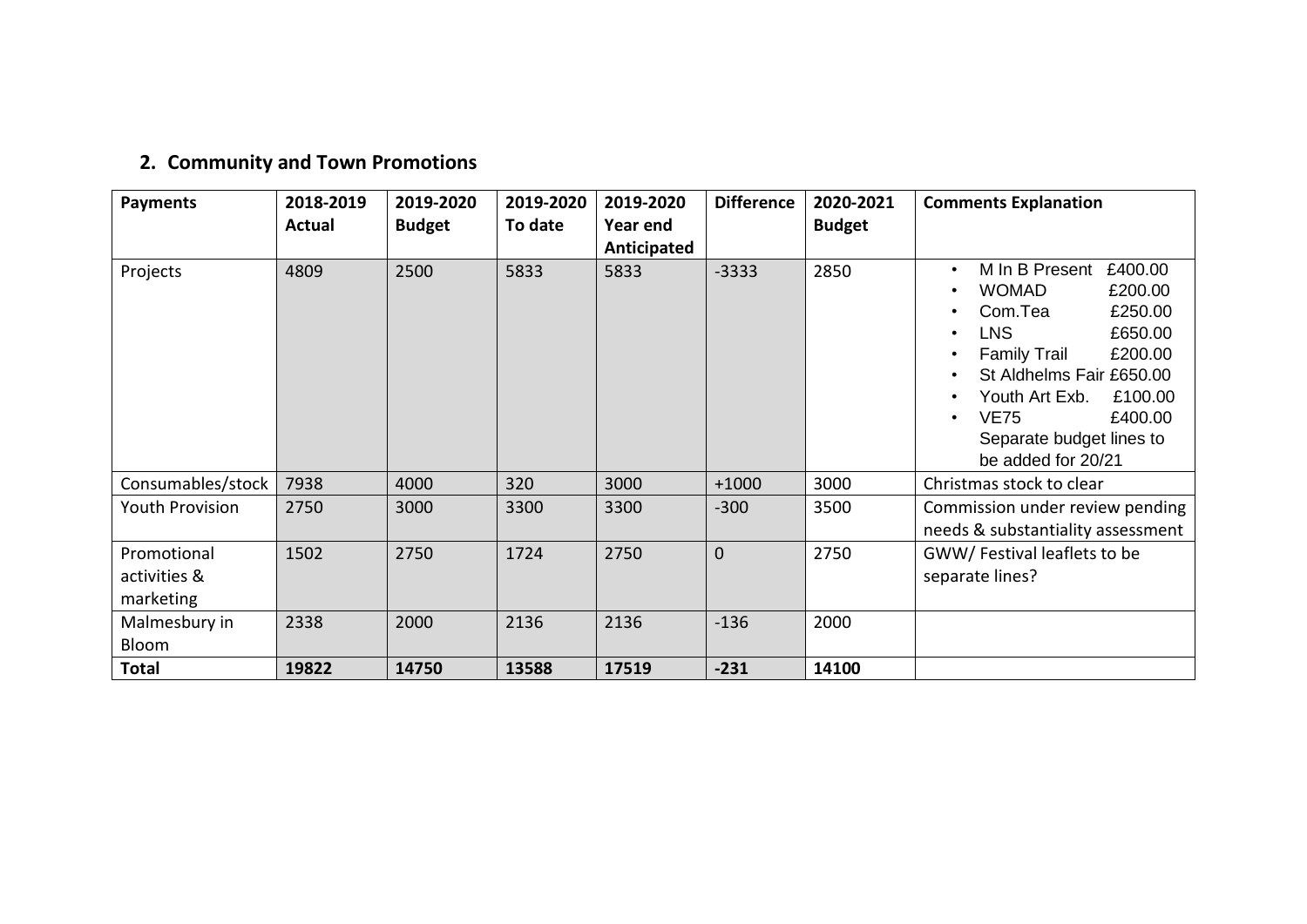## 2. Community and Town Promotions

| Payments | 2018-2019 Actual | 2019-2020 Budget | 2019-2020 To date | 2019-2020 Year end Anticipated | Difference | 2020-2021 Budget | Comments Explanation |
|---|---|---|---|---|---|---|---|
| Projects | 4809 | 2500 | 5833 | 5833 | -3333 | 2850 | • M In B Present £400.00<br>• WOMAD £200.00<br>• Com.Tea £250.00<br>• LNS £650.00<br>• Family Trail £200.00<br>• St Aldhelms Fair £650.00<br>• Youth Art Exb. £100.00<br>• VE75 £400.00<br>Separate budget lines to be added for 20/21 |
| Consumables/stock | 7938 | 4000 | 320 | 3000 | +1000 | 3000 | Christmas stock to clear |
| Youth Provision | 2750 | 3000 | 3300 | 3300 | -300 | 3500 | Commission under review pending needs & substantiality assessment |
| Promotional activities & marketing | 1502 | 2750 | 1724 | 2750 | 0 | 2750 | GWW/ Festival leaflets to be separate lines? |
| Malmesbury in Bloom | 2338 | 2000 | 2136 | 2136 | -136 | 2000 | |
| **Total** | **19822** | **14750** | **13588** | **17519** | **-231** | **14100** | |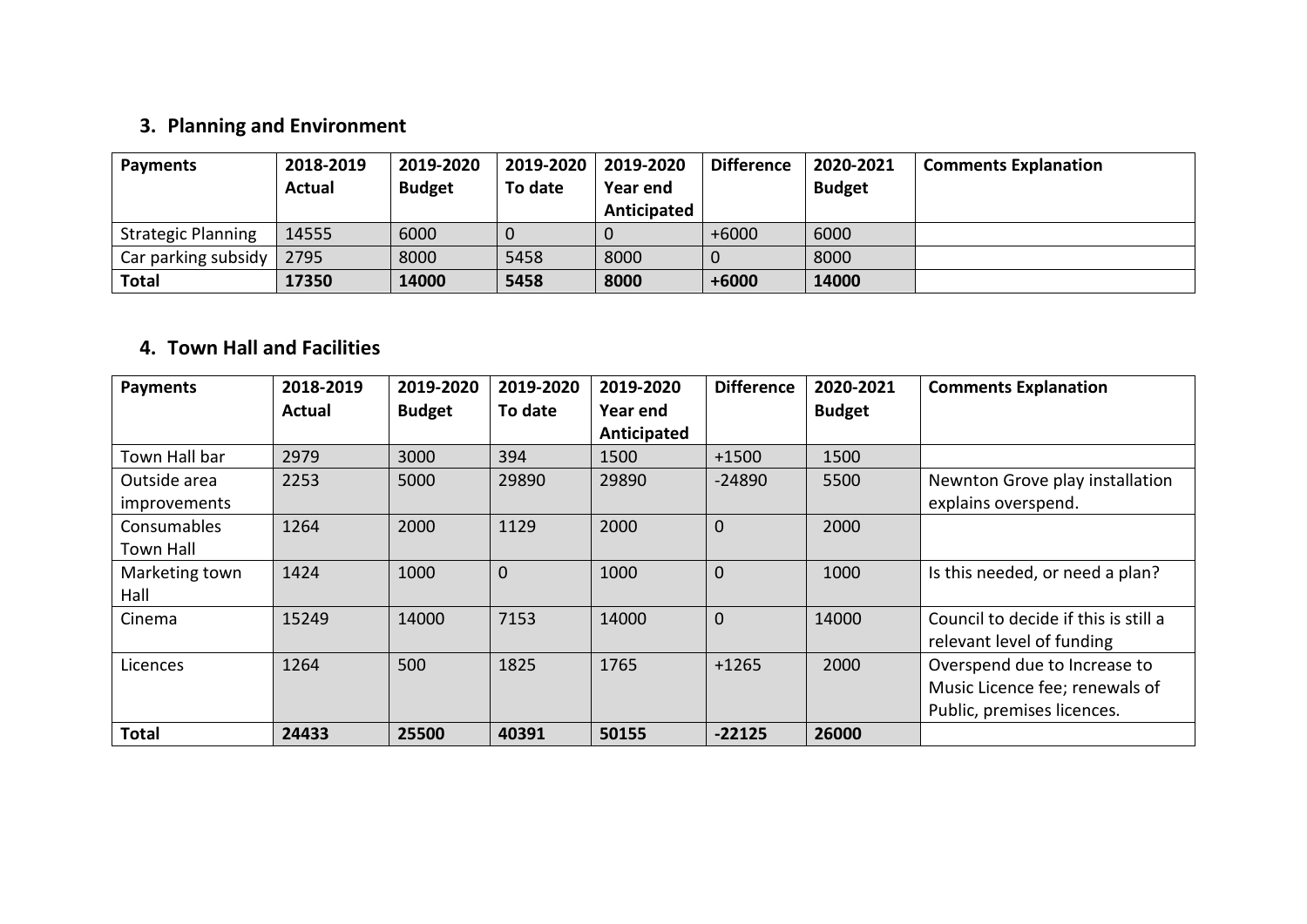## 3. Planning and Environment

| Payments | 2018-2019 Actual | 2019-2020 Budget | 2019-2020 To date | 2019-2020 Year end Anticipated | Difference | 2020-2021 Budget | Comments Explanation |
|---|---|---|---|---|---|---|---|
| Strategic Planning | 14555 | 6000 | 0 | 0 | +6000 | 6000 | |
| Car parking subsidy | 2795 | 8000 | 5458 | 8000 | 0 | 8000 | |
| **Total** | **17350** | **14000** | **5458** | **8000** | **+6000** | **14000** | |

## 4. Town Hall and Facilities

| Payments | 2018-2019 Actual | 2019-2020 Budget | 2019-2020 To date | 2019-2020 Year end Anticipated | Difference | 2020-2021 Budget | Comments Explanation |
|---|---|---|---|---|---|---|---|
| Town Hall bar | 2979 | 3000 | 394 | 1500 | +1500 | 1500 | |
| Outside area improvements | 2253 | 5000 | 29890 | 29890 | -24890 | 5500 | Newnton Grove play installation explains overspend. |
| Consumables Town Hall | 1264 | 2000 | 1129 | 2000 | 0 | 2000 | |
| Marketing town Hall | 1424 | 1000 | 0 | 1000 | 0 | 1000 | Is this needed, or need a plan? |
| Cinema | 15249 | 14000 | 7153 | 14000 | 0 | 14000 | Council to decide if this is still a relevant level of funding |
| Licences | 1264 | 500 | 1825 | 1765 | +1265 | 2000 | Overspend due to Increase to Music Licence fee; renewals of Public, premises licences. |
| **Total** | **24433** | **25500** | **40391** | **50155** | **-22125** | **26000** | |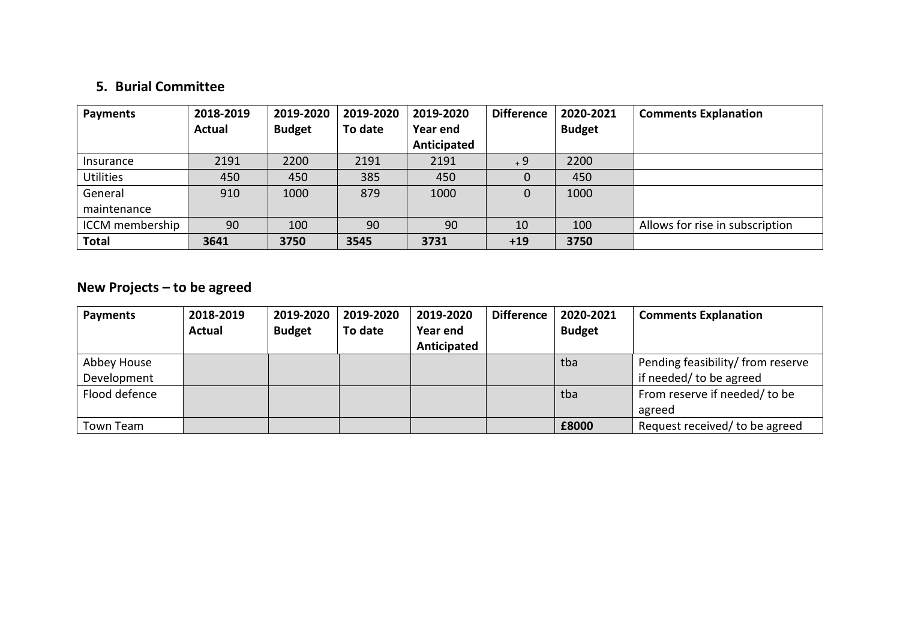## 5. Burial Committee

| Payments | 2018-2019 Actual | 2019-2020 Budget | 2019-2020 To date | 2019-2020 Year end Anticipated | Difference | 2020-2021 Budget | Comments Explanation |
|---|---|---|---|---|---|---|---|
| Insurance | 2191 | 2200 | 2191 | 2191 | + 9 | 2200 | |
| Utilities | 450 | 450 | 385 | 450 | 0 | 450 | |
| General maintenance | 910 | 1000 | 879 | 1000 | 0 | 1000 | |
| ICCM membership | 90 | 100 | 90 | 90 | 10 | 100 | Allows for rise in subscription |
| **Total** | **3641** | **3750** | **3545** | **3731** | **+19** | **3750** | |

## New Projects – to be agreed

| Payments | 2018-2019 Actual | 2019-2020 Budget | 2019-2020 To date | 2019-2020 Year end Anticipated | Difference | 2020-2021 Budget | Comments Explanation |
|---|---|---|---|---|---|---|---|
| Abbey House Development | | | | | | tba | Pending feasibility/ from reserve if needed/ to be agreed |
| Flood defence | | | | | | tba | From reserve if needed/ to be agreed |
| Town Team | | | | | | **£8000** | Request received/ to be agreed |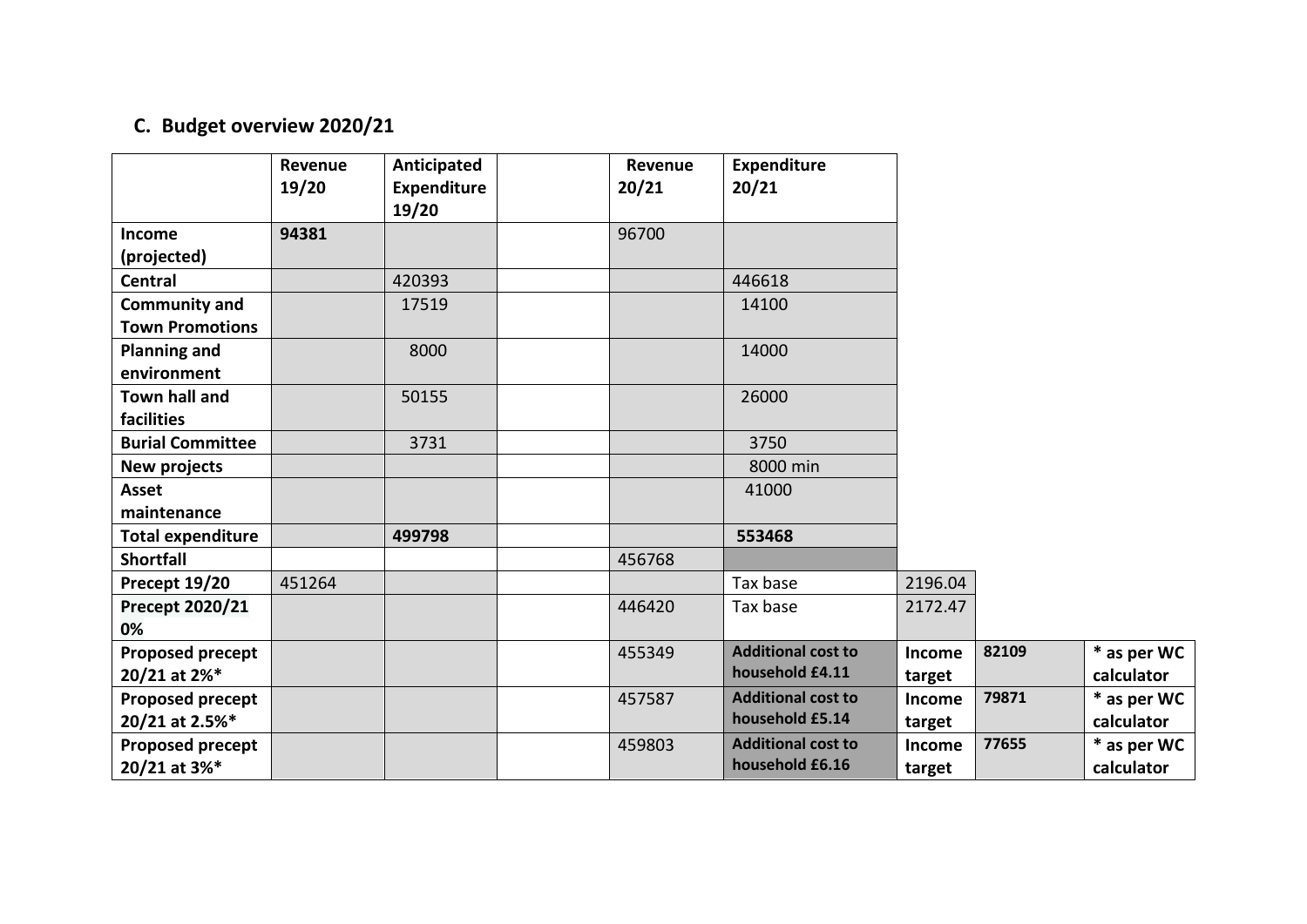## C. Budget overview 2020/21

| | Revenue 19/20 | Anticipated Expenditure 19/20 | | Revenue 20/21 | Expenditure 20/21 | | | |
|---|---|---|---|---|---|---|---|---|
| **Income (projected)** | **94381** | | | 96700 | | | | |
| **Central** | | 420393 | | | 446618 | | | |
| **Community and Town Promotions** | | 17519 | | | 14100 | | | |
| **Planning and environment** | | 8000 | | | 14000 | | | |
| **Town hall and facilities** | | 50155 | | | 26000 | | | |
| **Burial Committee** | | 3731 | | | 3750 | | | |
| **New projects** | | | | | 8000 min | | | |
| **Asset maintenance** | | | | | 41000 | | | |
| **Total expenditure** | | **499798** | | | **553468** | | | |
| **Shortfall** | | | | 456768 | | | | |
| **Precept 19/20** | 451264 | | | | Tax base | 2196.04 | | |
| **Precept 2020/21 0%** | | | | 446420 | Tax base | 2172.47 | | |
| **Proposed precept 20/21 at 2%*** | | | | 455349 | **Additional cost to household £4.11** | **Income target** | **82109** | **\* as per WC calculator** |
| **Proposed precept 20/21 at 2.5%*** | | | | 457587 | **Additional cost to household £5.14** | **Income target** | **79871** | **\* as per WC calculator** |
| **Proposed precept 20/21 at 3%*** | | | | 459803 | **Additional cost to household £6.16** | **Income target** | **77655** | **\* as per WC calculator** |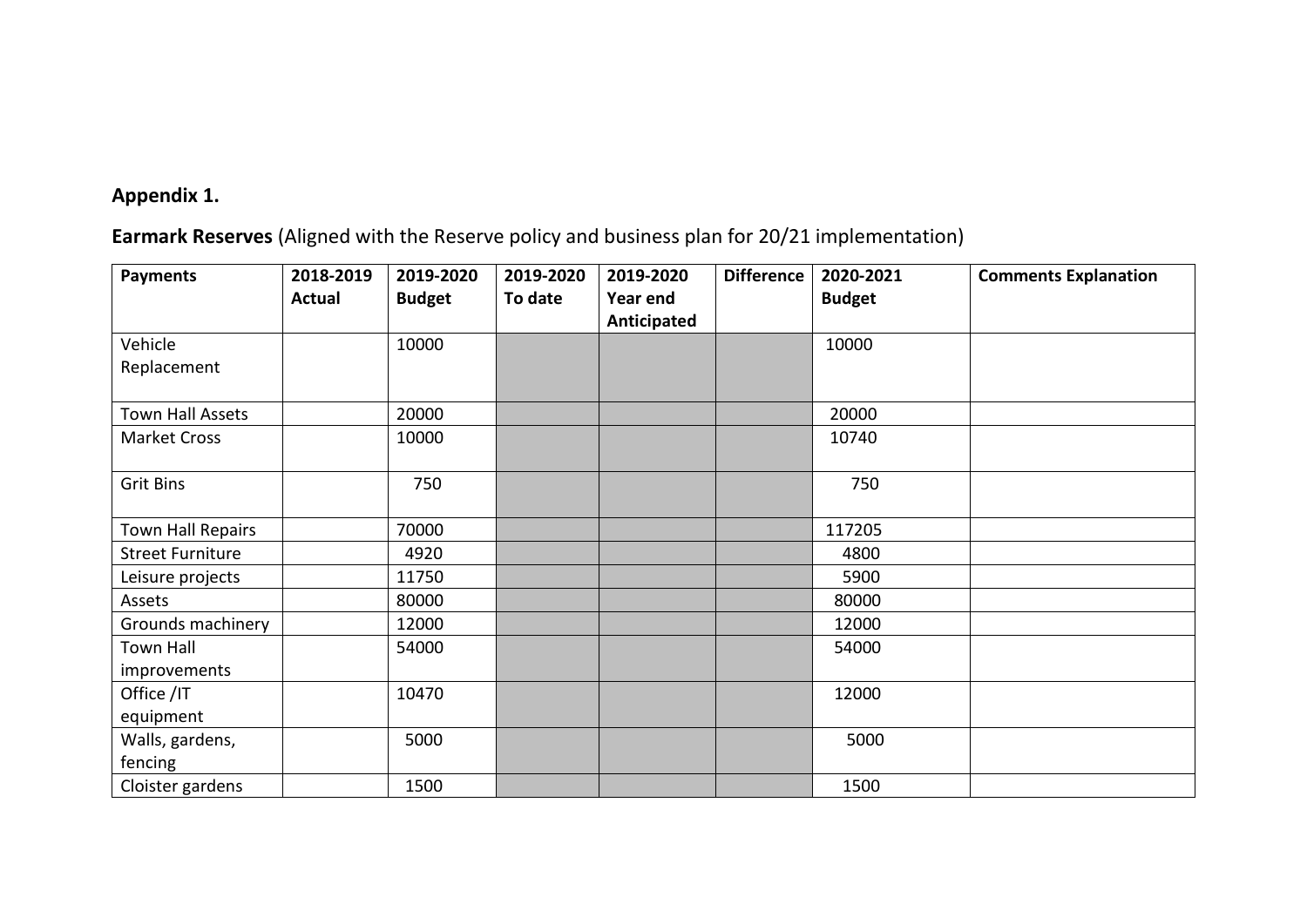**Appendix 1.**

**Earmark Reserves** (Aligned with the Reserve policy and business plan for 20/21 implementation)

| Payments | 2018-2019 Actual | 2019-2020 Budget | 2019-2020 To date | 2019-2020 Year end Anticipated | Difference | 2020-2021 Budget | Comments Explanation |
|---|---|---|---|---|---|---|---|
| Vehicle Replacement | | 10000 | | | | 10000 | |
| Town Hall Assets | | 20000 | | | | 20000 | |
| Market Cross | | 10000 | | | | 10740 | |
| Grit Bins | | 750 | | | | 750 | |
| Town Hall Repairs | | 70000 | | | | 117205 | |
| Street Furniture | | 4920 | | | | 4800 | |
| Leisure projects | | 11750 | | | | 5900 | |
| Assets | | 80000 | | | | 80000 | |
| Grounds machinery | | 12000 | | | | 12000 | |
| Town Hall improvements | | 54000 | | | | 54000 | |
| Office /IT equipment | | 10470 | | | | 12000 | |
| Walls, gardens, fencing | | 5000 | | | | 5000 | |
| Cloister gardens | | 1500 | | | | 1500 | |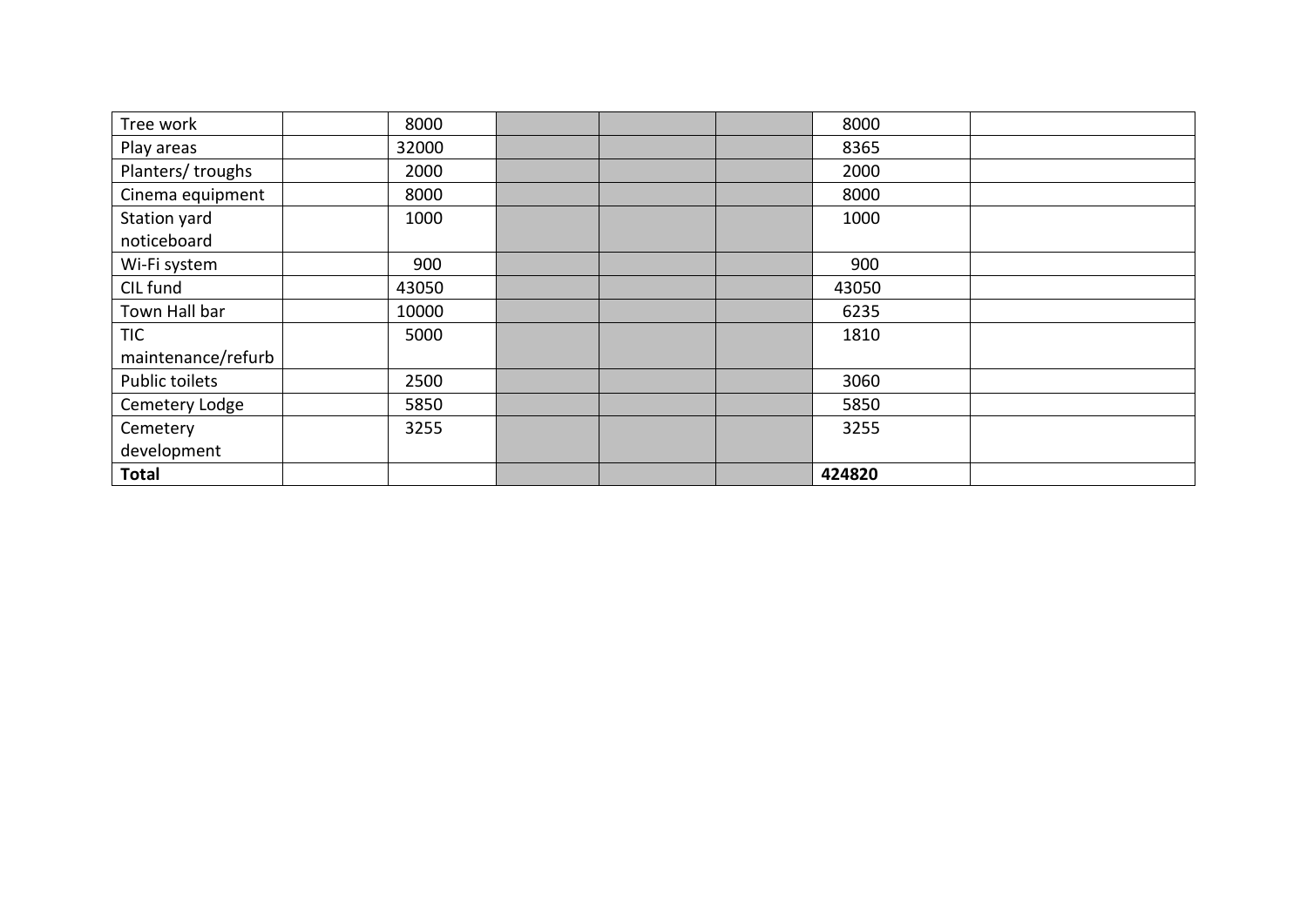| | | | | | | | |
|---|---|---|---|---|---|---|---|
| Tree work | | 8000 | | | | 8000 | |
| Play areas | | 32000 | | | | 8365 | |
| Planters/ troughs | | 2000 | | | | 2000 | |
| Cinema equipment | | 8000 | | | | 8000 | |
| Station yard noticeboard | | 1000 | | | | 1000 | |
| Wi-Fi system | | 900 | | | | 900 | |
| CIL fund | | 43050 | | | | 43050 | |
| Town Hall bar | | 10000 | | | | 6235 | |
| TIC maintenance/refurb | | 5000 | | | | 1810 | |
| Public toilets | | 2500 | | | | 3060 | |
| Cemetery Lodge | | 5850 | | | | 5850 | |
| Cemetery development | | 3255 | | | | 3255 | |
| **Total** | | | | | | **424820** | |